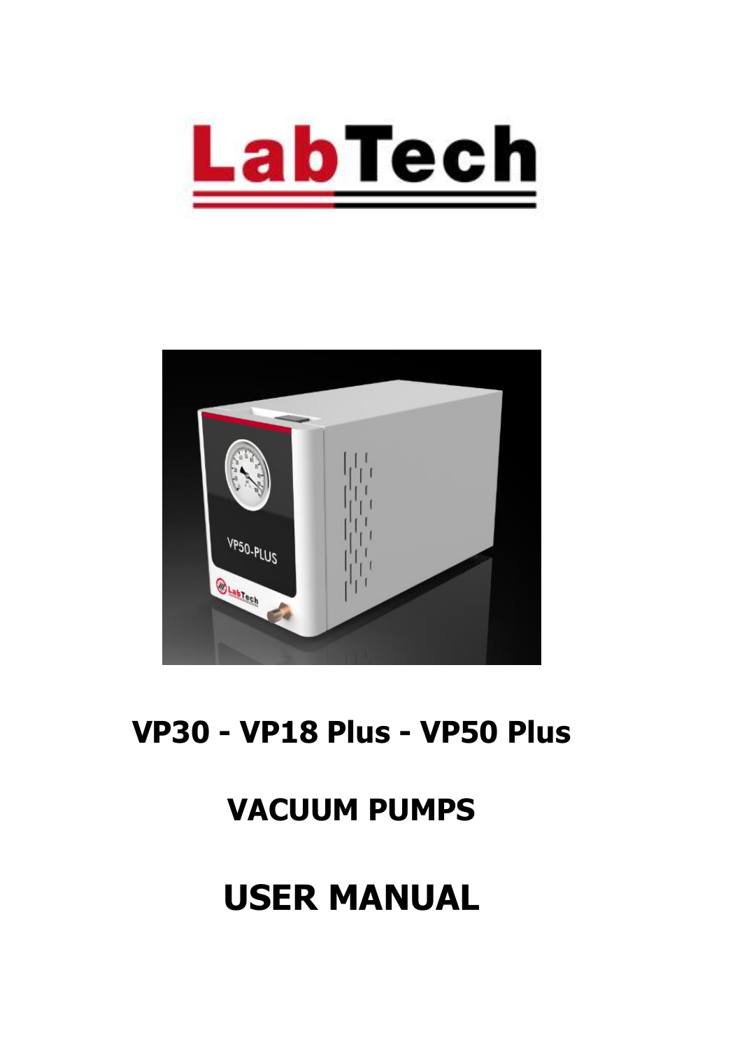# LabTech

# VP30 - VP18 Plus - VP50 Plus

# VACUUM PUMPS

# USER MANUAL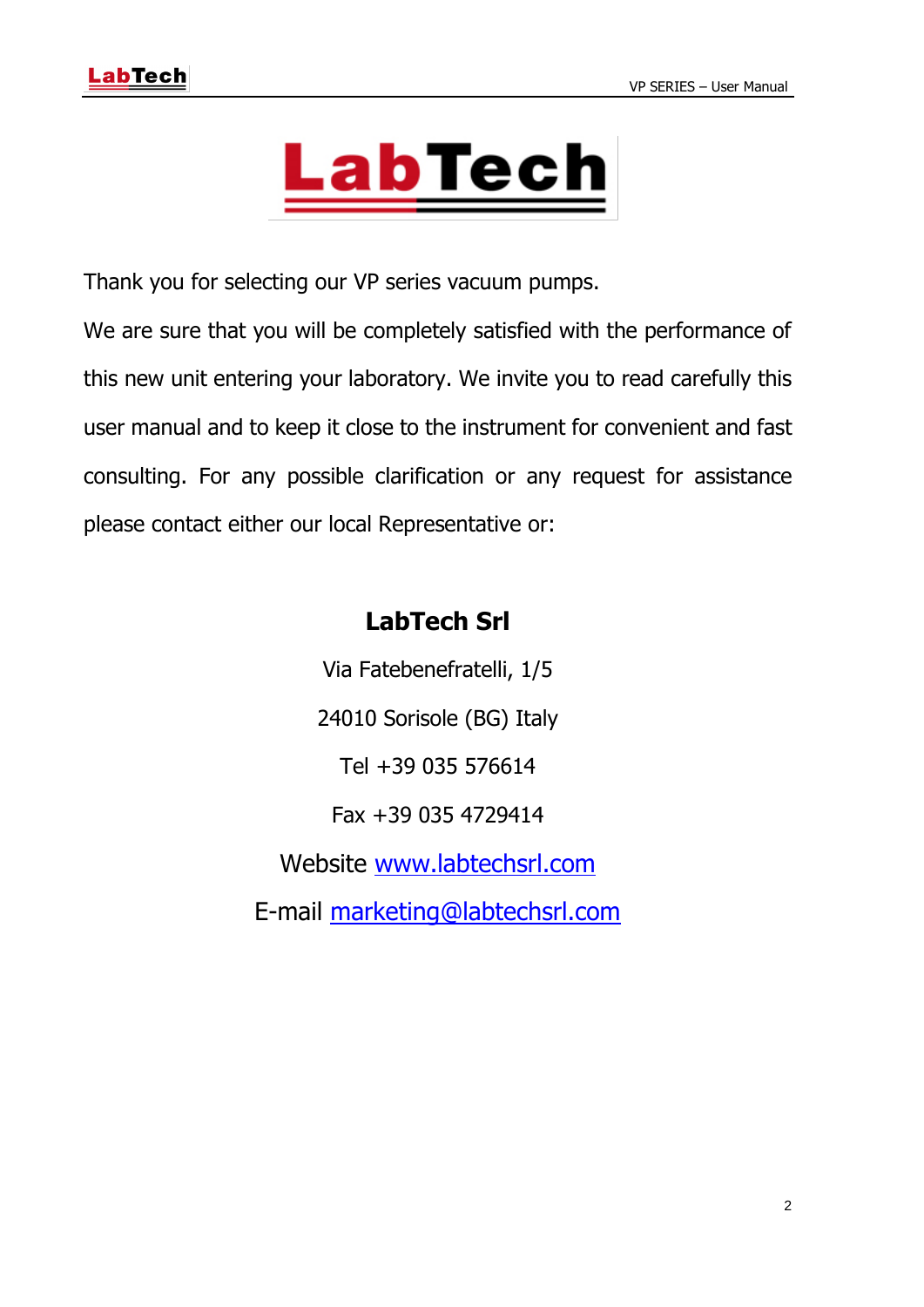LabTech

Thank you for selecting our VP series vacuum pumps.

We are sure that you will be completely satisfied with the performance of this new unit entering your laboratory. We invite you to read carefully this user manual and to keep it close to the instrument for convenient and fast consulting. For any possible clarification or any request for assistance please contact either our local Representative or:

**LabTech Srl**

Via Fatebenefratelli, 1/5

24010 Sorisole (BG) Italy

Tel +39 035 576614

Fax +39 035 4729414

Website www.labtechsrl.com

E-mail marketing@labtechsrl.com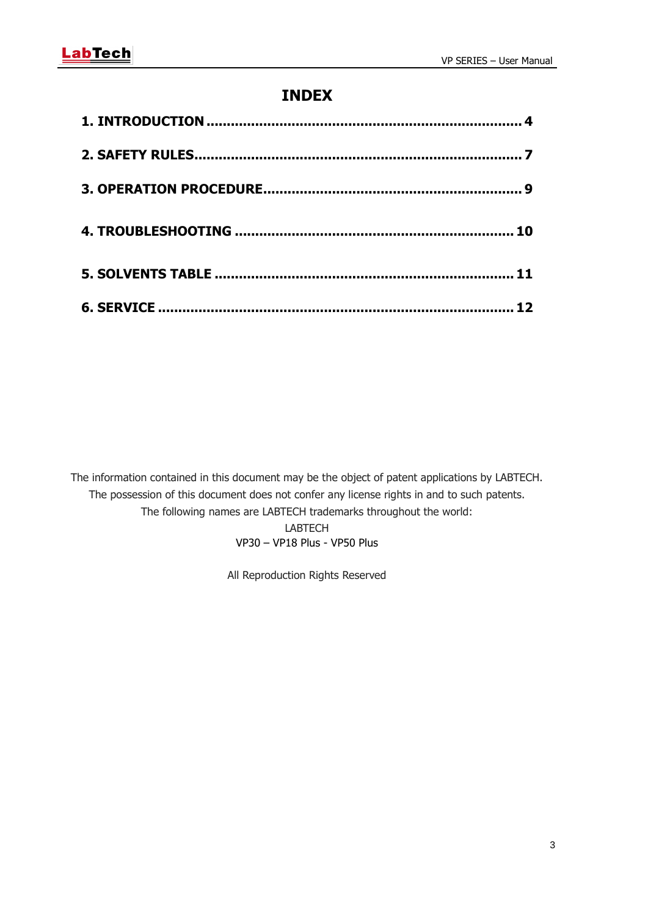# INDEX

**1. INTRODUCTION ........................................................................ 4**

**2. SAFETY RULES........................................................................... 7**

**3. OPERATION PROCEDURE.......................................................... 9**

**4. TROUBLESHOOTING ............................................................... 10**

**5. SOLVENTS TABLE .................................................................... 11**

**6. SERVICE ................................................................................... 12**

The information contained in this document may be the object of patent applications by LABTECH.
The possession of this document does not confer any license rights in and to such patents.
The following names are LABTECH trademarks throughout the world:
LABTECH
VP30 – VP18 Plus - VP50 Plus

All Reproduction Rights Reserved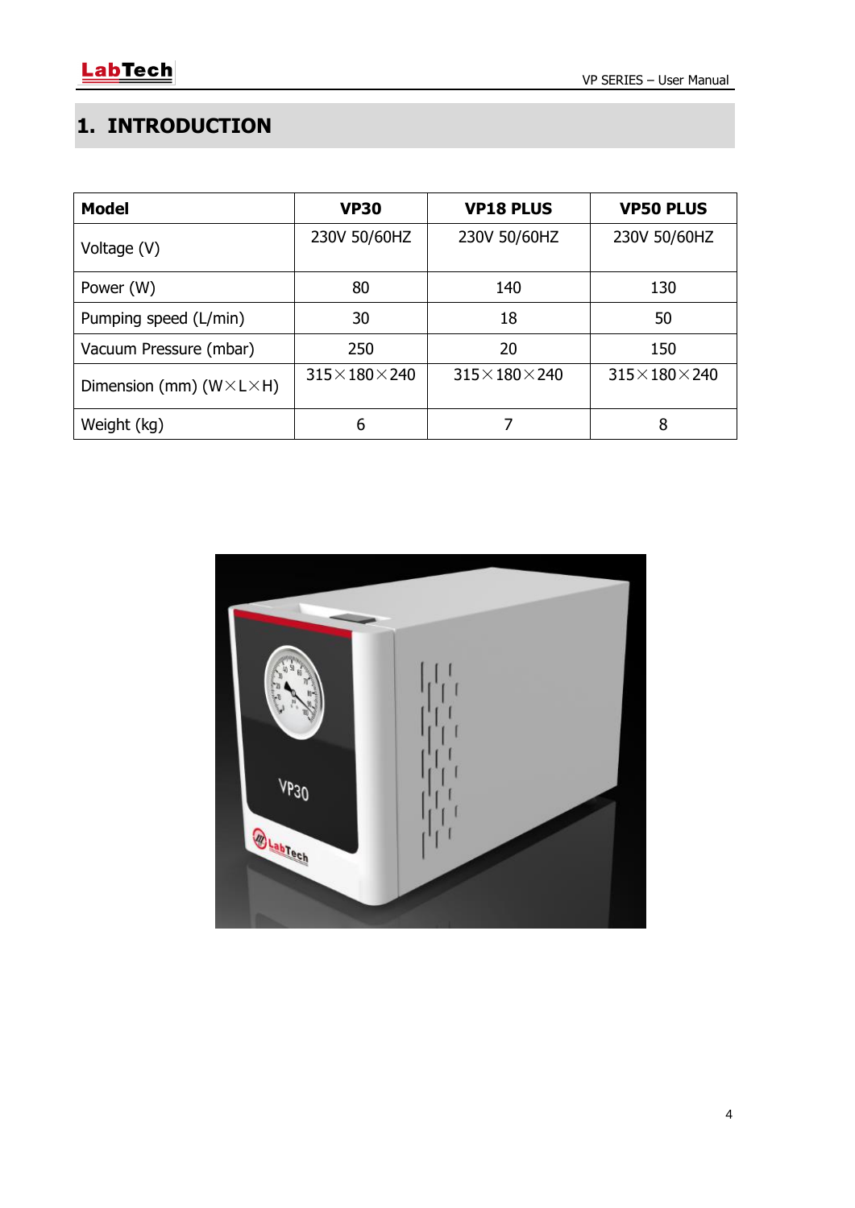# 1. INTRODUCTION

| Model | VP30 | VP18 PLUS | VP50 PLUS |
|---|---|---|---|
| Voltage (V) | 230V 50/60HZ | 230V 50/60HZ | 230V 50/60HZ |
| Power (W) | 80 | 140 | 130 |
| Pumping speed (L/min) | 30 | 18 | 50 |
| Vacuum Pressure (mbar) | 250 | 20 | 150 |
| Dimension (mm) (W×L×H) | 315×180×240 | 315×180×240 | 315×180×240 |
| Weight (kg) | 6 | 7 | 8 |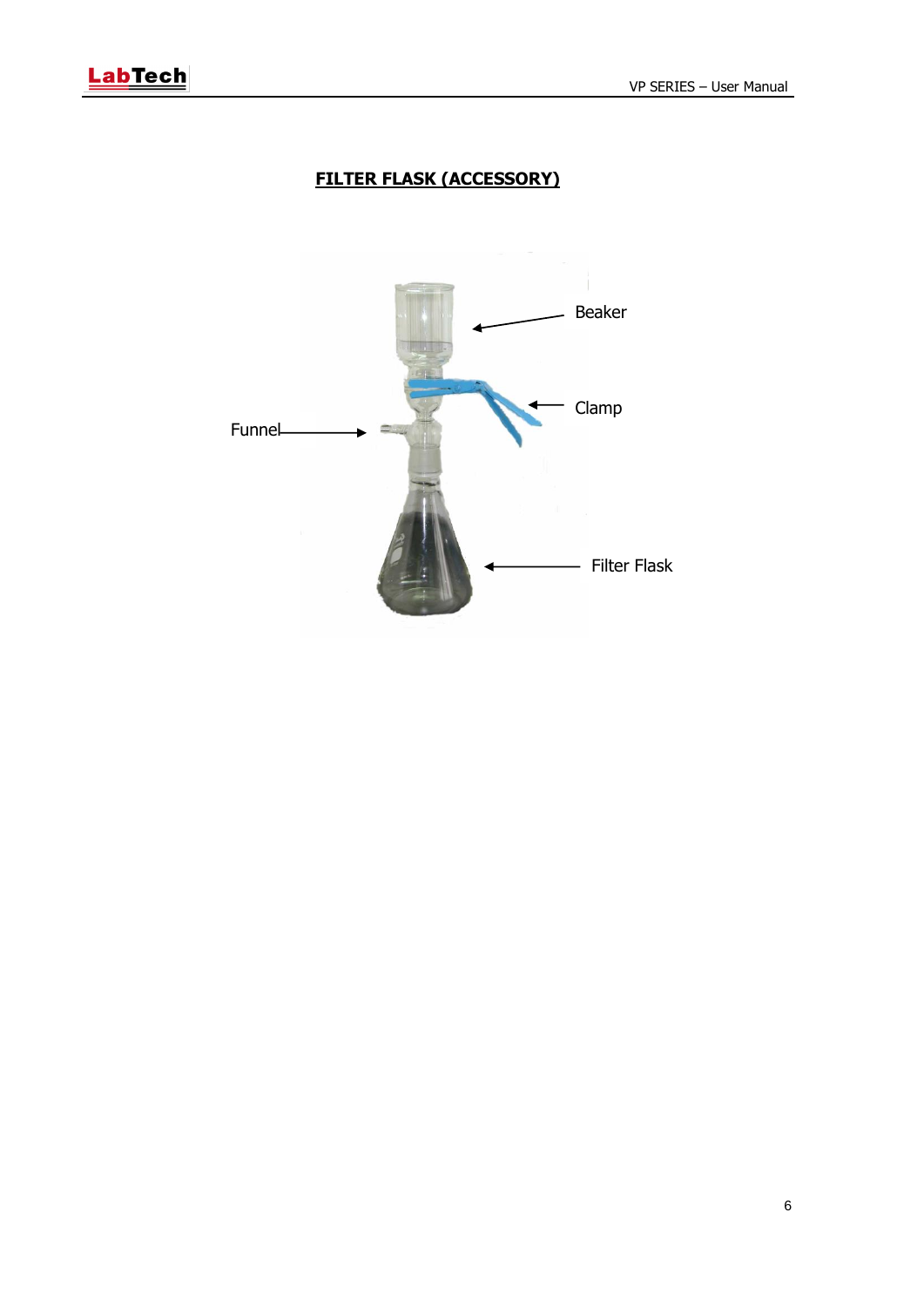# FILTER FLASK (ACCESSORY)

Beaker

Clamp

Funnel

Filter Flask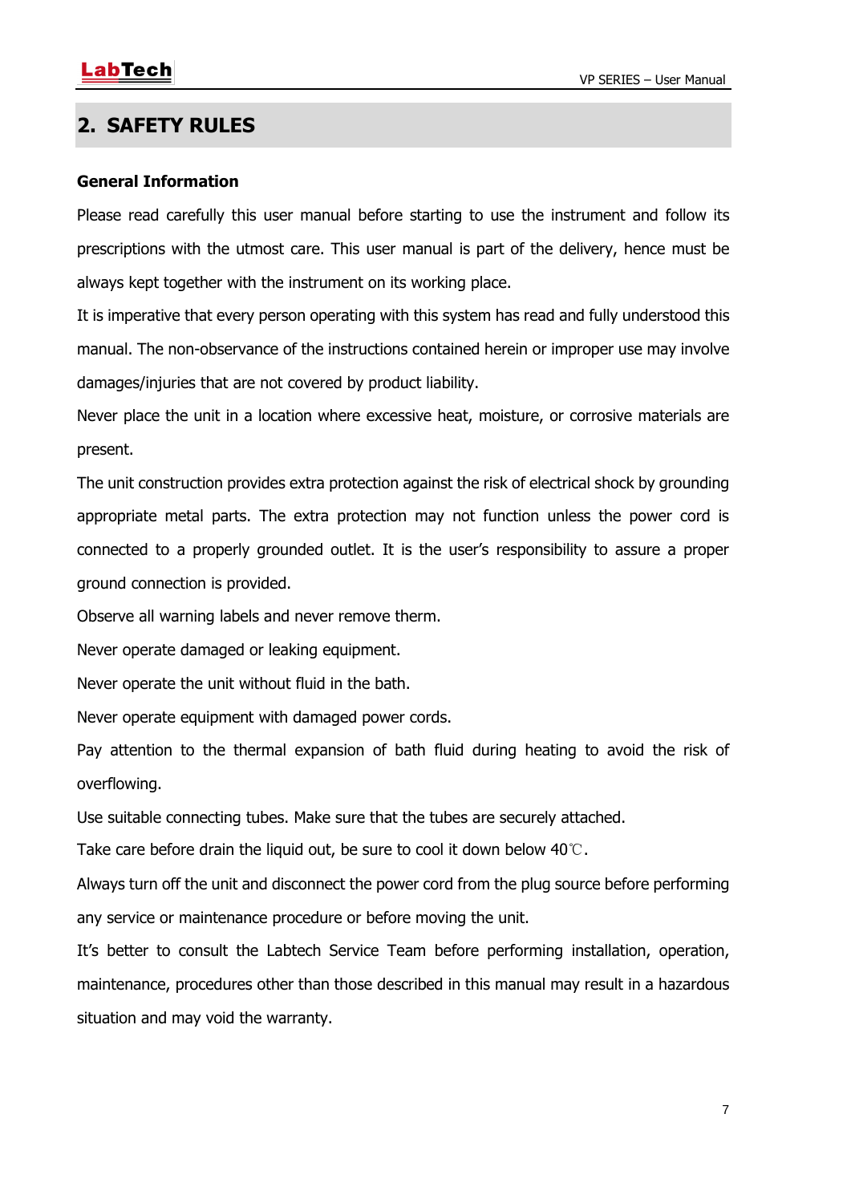## 2. SAFETY RULES

**General Information**

Please read carefully this user manual before starting to use the instrument and follow its prescriptions with the utmost care. This user manual is part of the delivery, hence must be always kept together with the instrument on its working place.

It is imperative that every person operating with this system has read and fully understood this manual. The non-observance of the instructions contained herein or improper use may involve damages/injuries that are not covered by product liability.

Never place the unit in a location where excessive heat, moisture, or corrosive materials are present.

The unit construction provides extra protection against the risk of electrical shock by grounding appropriate metal parts. The extra protection may not function unless the power cord is connected to a properly grounded outlet. It is the user's responsibility to assure a proper ground connection is provided.

Observe all warning labels and never remove therm.

Never operate damaged or leaking equipment.

Never operate the unit without fluid in the bath.

Never operate equipment with damaged power cords.

Pay attention to the thermal expansion of bath fluid during heating to avoid the risk of overflowing.

Use suitable connecting tubes. Make sure that the tubes are securely attached.

Take care before drain the liquid out, be sure to cool it down below 40℃.

Always turn off the unit and disconnect the power cord from the plug source before performing any service or maintenance procedure or before moving the unit.

It's better to consult the Labtech Service Team before performing installation, operation, maintenance, procedures other than those described in this manual may result in a hazardous situation and may void the warranty.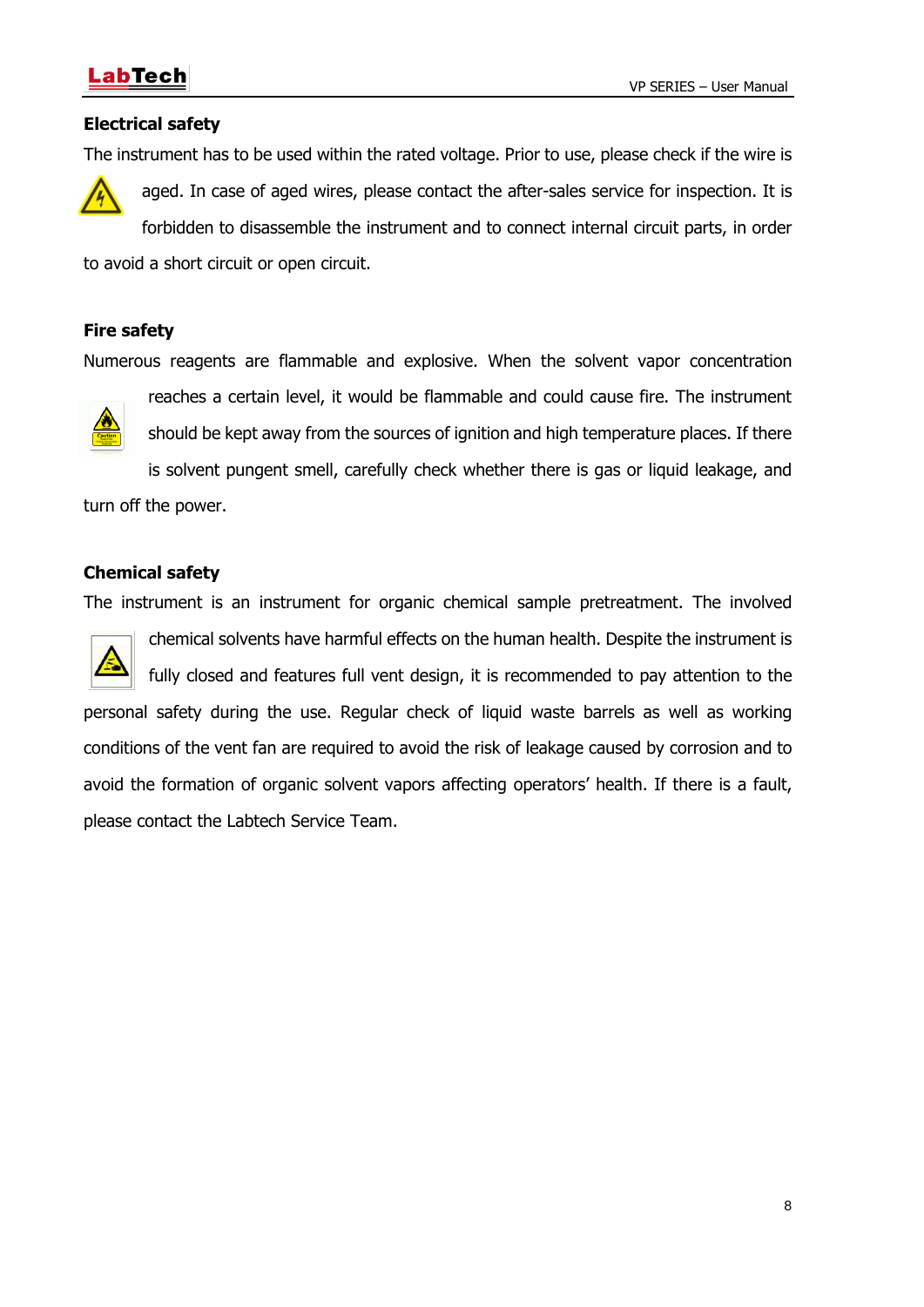### Electrical safety

The instrument has to be used within the rated voltage. Prior to use, please check if the wire is aged. In case of aged wires, please contact the after-sales service for inspection. It is forbidden to disassemble the instrument and to connect internal circuit parts, in order to avoid a short circuit or open circuit.

### Fire safety

Numerous reagents are flammable and explosive. When the solvent vapor concentration reaches a certain level, it would be flammable and could cause fire. The instrument should be kept away from the sources of ignition and high temperature places. If there is solvent pungent smell, carefully check whether there is gas or liquid leakage, and turn off the power.

### Chemical safety

The instrument is an instrument for organic chemical sample pretreatment. The involved chemical solvents have harmful effects on the human health. Despite the instrument is fully closed and features full vent design, it is recommended to pay attention to the personal safety during the use. Regular check of liquid waste barrels as well as working conditions of the vent fan are required to avoid the risk of leakage caused by corrosion and to avoid the formation of organic solvent vapors affecting operators' health. If there is a fault, please contact the Labtech Service Team.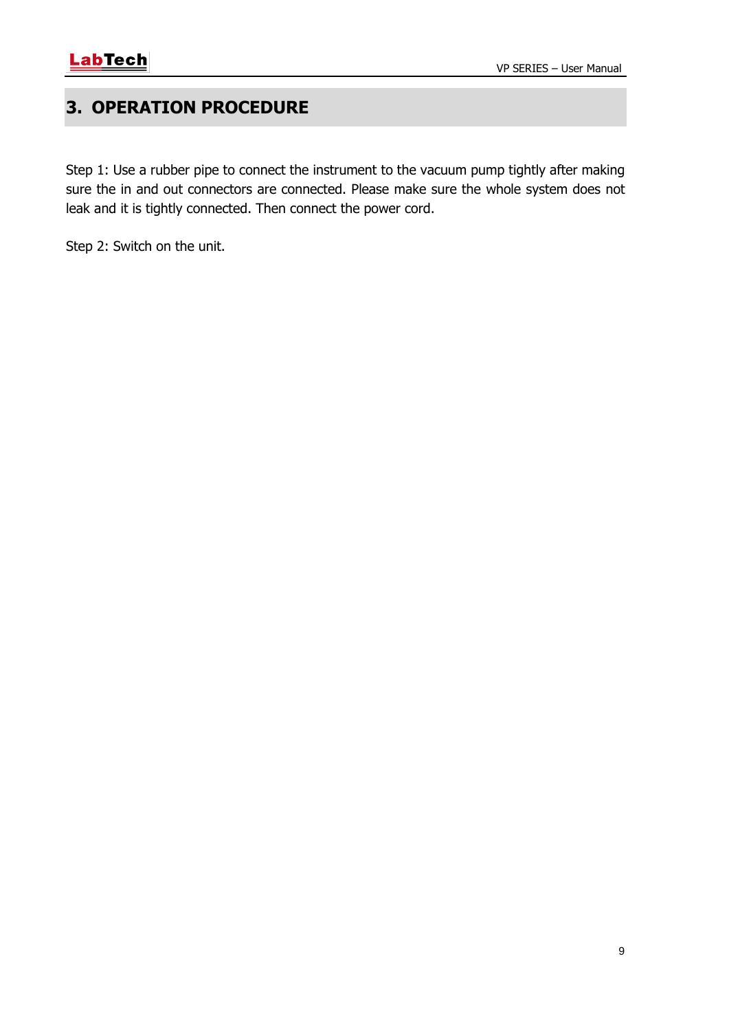# 3. OPERATION PROCEDURE

Step 1: Use a rubber pipe to connect the instrument to the vacuum pump tightly after making sure the in and out connectors are connected. Please make sure the whole system does not leak and it is tightly connected. Then connect the power cord.

Step 2: Switch on the unit.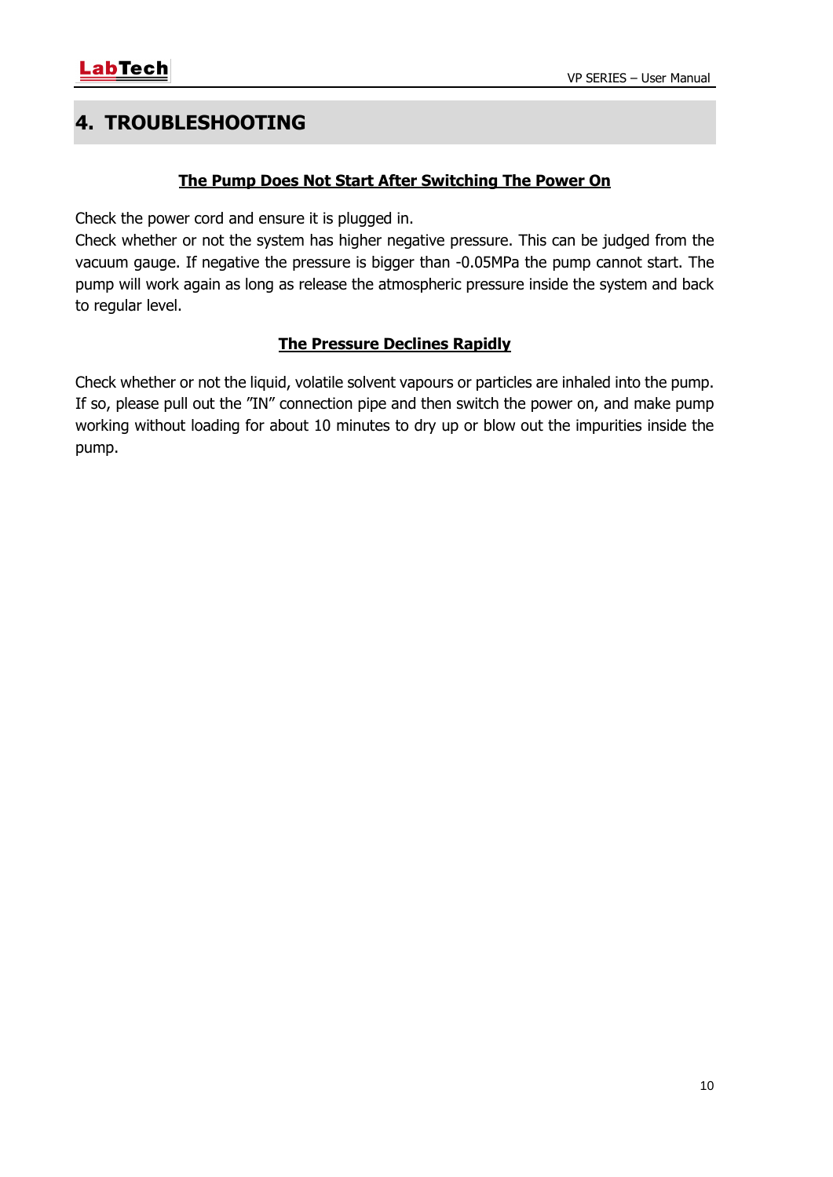# 4. TROUBLESHOOTING

**<u>The Pump Does Not Start After Switching The Power On</u>**

Check the power cord and ensure it is plugged in.
Check whether or not the system has higher negative pressure. This can be judged from the vacuum gauge. If negative the pressure is bigger than -0.05MPa the pump cannot start. The pump will work again as long as release the atmospheric pressure inside the system and back to regular level.

**<u>The Pressure Declines Rapidly</u>**

Check whether or not the liquid, volatile solvent vapours or particles are inhaled into the pump. If so, please pull out the ”IN” connection pipe and then switch the power on, and make pump working without loading for about 10 minutes to dry up or blow out the impurities inside the pump.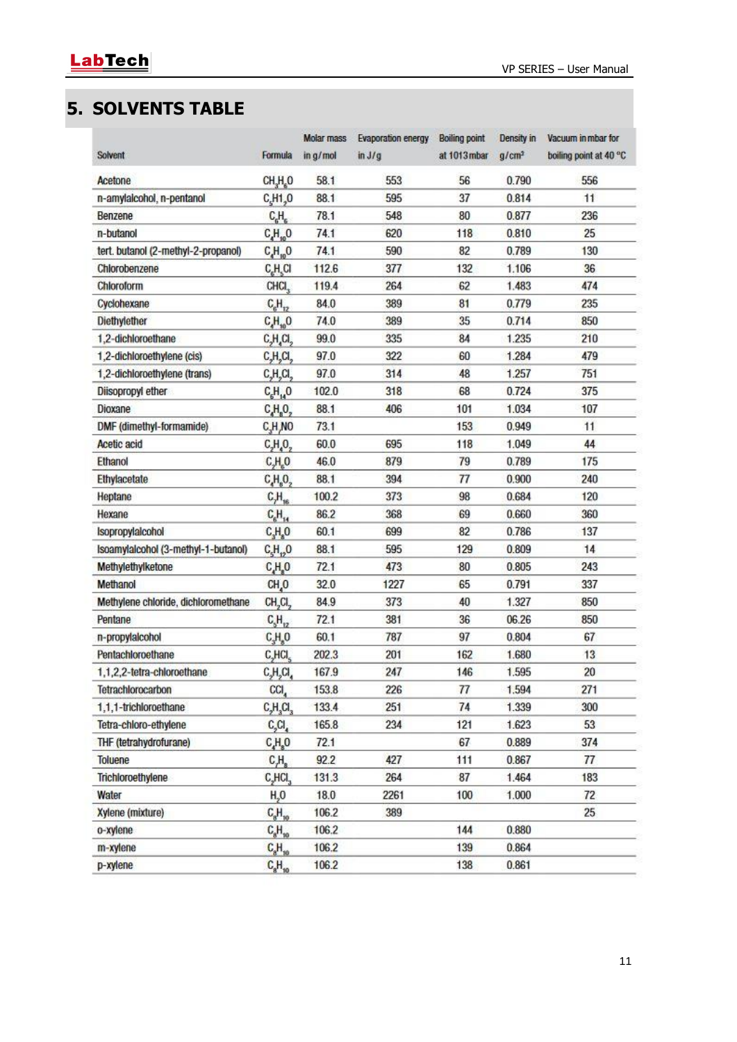# 5. SOLVENTS TABLE

| Solvent | Formula | Molar mass in g/mol | Evaporation energy in J/g | Boiling point at 1013 mbar | Density in g/cm³ | Vacuum in mbar for boiling point at 40 °C |
|---|---|---|---|---|---|---|
| Acetone | $CH_3H_6O$ | 58.1 | 553 | 56 | 0.790 | 556 |
| n-amylalcohol, n-pentanol | $C_5H1_2O$ | 88.1 | 595 | 37 | 0.814 | 11 |
| Benzene | $C_6H_6$ | 78.1 | 548 | 80 | 0.877 | 236 |
| n-butanol | $C_4H_{10}O$ | 74.1 | 620 | 118 | 0.810 | 25 |
| tert. butanol (2-methyl-2-propanol) | $C_4H_{10}O$ | 74.1 | 590 | 82 | 0.789 | 130 |
| Chlorobenzene | $C_6H_5Cl$ | 112.6 | 377 | 132 | 1.106 | 36 |
| Chloroform | $CHCl_3$ | 119.4 | 264 | 62 | 1.483 | 474 |
| Cyclohexane | $C_6H_{12}$ | 84.0 | 389 | 81 | 0.779 | 235 |
| Diethylether | $C_4H_{10}O$ | 74.0 | 389 | 35 | 0.714 | 850 |
| 1,2-dichloroethane | $C_2H_4Cl_2$ | 99.0 | 335 | 84 | 1.235 | 210 |
| 1,2-dichloroethylene (cis) | $C_2H_2Cl_2$ | 97.0 | 322 | 60 | 1.284 | 479 |
| 1,2-dichloroethylene (trans) | $C_2H_2Cl_2$ | 97.0 | 314 | 48 | 1.257 | 751 |
| Diisopropyl ether | $C_6H_{14}O$ | 102.0 | 318 | 68 | 0.724 | 375 |
| Dioxane | $C_4H_8O_2$ | 88.1 | 406 | 101 | 1.034 | 107 |
| DMF (dimethyl-formamide) | $C_3H_7NO$ | 73.1 | | 153 | 0.949 | 11 |
| Acetic acid | $C_2H_4O_2$ | 60.0 | 695 | 118 | 1.049 | 44 |
| Ethanol | $C_2H_6O$ | 46.0 | 879 | 79 | 0.789 | 175 |
| Ethylacetate | $C_4H_8O_2$ | 88.1 | 394 | 77 | 0.900 | 240 |
| Heptane | $C_7H_{16}$ | 100.2 | 373 | 98 | 0.684 | 120 |
| Hexane | $C_6H_{14}$ | 86.2 | 368 | 69 | 0.660 | 360 |
| Isopropylalcohol | $C_3H_8O$ | 60.1 | 699 | 82 | 0.786 | 137 |
| Isoamylalcohol (3-methyl-1-butanol) | $C_5H_{12}O$ | 88.1 | 595 | 129 | 0.809 | 14 |
| Methylethylketone | $C_4H_8O$ | 72.1 | 473 | 80 | 0.805 | 243 |
| Methanol | $CH_4O$ | 32.0 | 1227 | 65 | 0.791 | 337 |
| Methylene chloride, dichloromethane | $CH_2Cl_2$ | 84.9 | 373 | 40 | 1.327 | 850 |
| Pentane | $C_5H_{12}$ | 72.1 | 381 | 36 | 06.26 | 850 |
| n-propylalcohol | $C_3H_8O$ | 60.1 | 787 | 97 | 0.804 | 67 |
| Pentachloroethane | $C_2HCl_5$ | 202.3 | 201 | 162 | 1.680 | 13 |
| 1,1,2,2-tetra-chloroethane | $C_2H_2Cl_4$ | 167.9 | 247 | 146 | 1.595 | 20 |
| Tetrachlorocarbon | $CCl_4$ | 153.8 | 226 | 77 | 1.594 | 271 |
| 1,1,1-trichloroethane | $C_2H_3Cl_3$ | 133.4 | 251 | 74 | 1.339 | 300 |
| Tetra-chloro-ethylene | $C_2Cl_4$ | 165.8 | 234 | 121 | 1.623 | 53 |
| THF (tetrahydrofurane) | $C_4H_8O$ | 72.1 | | 67 | 0.889 | 374 |
| Toluene | $C_7H_8$ | 92.2 | 427 | 111 | 0.867 | 77 |
| Trichloroethylene | $C_2HCl_3$ | 131.3 | 264 | 87 | 1.464 | 183 |
| Water | $H_2O$ | 18.0 | 2261 | 100 | 1.000 | 72 |
| Xylene (mixture) | $C_8H_{10}$ | 106.2 | 389 | | | 25 |
| o-xylene | $C_8H_{10}$ | 106.2 | | 144 | 0.880 | |
| m-xylene | $C_8H_{10}$ | 106.2 | | 139 | 0.864 | |
| p-xylene | $C_8H_{10}$ | 106.2 | | 138 | 0.861 | |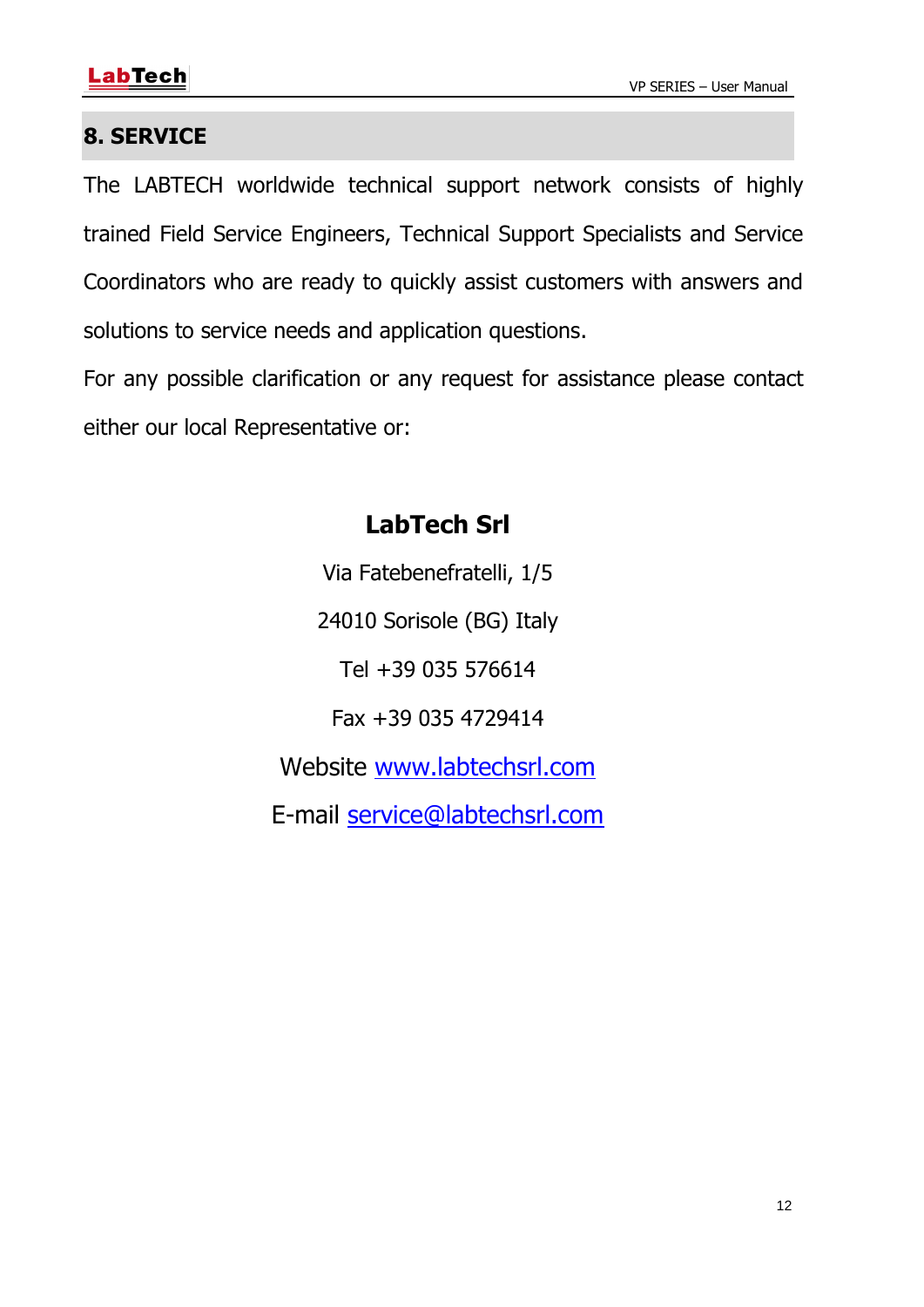## 8. SERVICE

The LABTECH worldwide technical support network consists of highly trained Field Service Engineers, Technical Support Specialists and Service Coordinators who are ready to quickly assist customers with answers and solutions to service needs and application questions.

For any possible clarification or any request for assistance please contact either our local Representative or:

**LabTech Srl**

Via Fatebenefratelli, 1/5

24010 Sorisole (BG) Italy

Tel +39 035 576614

Fax +39 035 4729414

Website www.labtechsrl.com

E-mail service@labtechsrl.com